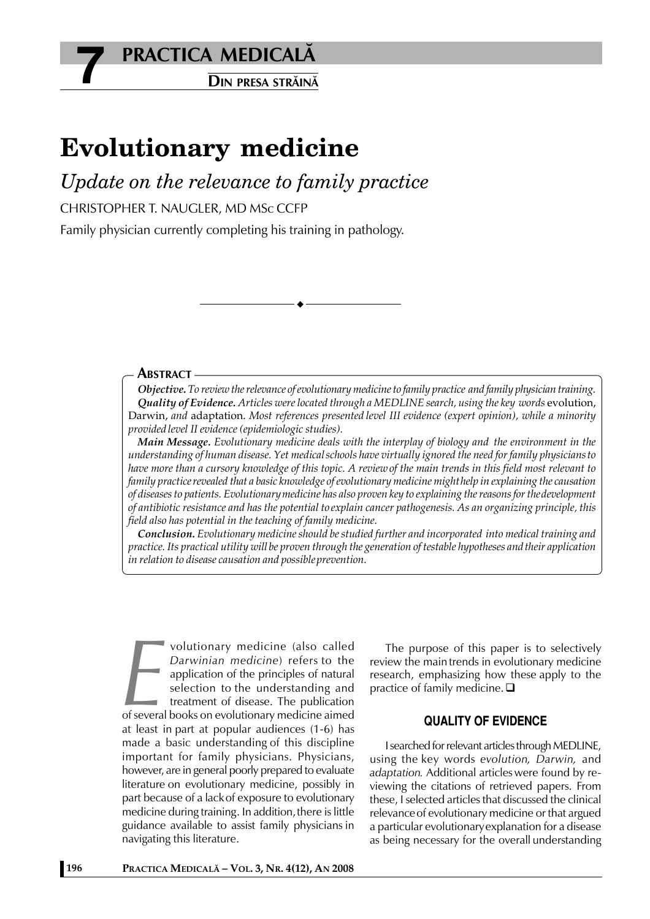# Evolutionary medicine

## *Update on the relevance to family practice*

CHRISTOPHER T. NAUGLER, MD MSc CCFP

Family physician currently completing his training in pathology.

---

### Abstract

***Objective.*** *To review the relevance of evolutionary medicine to family practice and family physician training.*

***Quality of Evidence.*** *Articles were located through a MEDLINE search, using the key words* evolution, Darwin, *and* adaptation. *Most references presented level III evidence (expert opinion), while a minority provided level II evidence (epidemiologic studies).*

***Main Message.*** *Evolutionary medicine deals with the interplay of biology and the environment in the understanding of human disease. Yet medical schools have virtually ignored the need for family physicians to have more than a cursory knowledge of this topic. A review of the main trends in this field most relevant to family practice revealed that a basic knowledge of evolutionary medicine might help in explaining the causation of diseases to patients. Evolutionary medicine has also proven key to explaining the reasons for the development of antibiotic resistance and has the potential to explain cancer pathogenesis. As an organizing principle, this field also has potential in the teaching of family medicine.*

***Conclusion.*** *Evolutionary medicine should be studied further and incorporated into medical training and practice. Its practical utility will be proven through the generation of testable hypotheses and their application in relation to disease causation and possible prevention.*

Evolutionary medicine (also called *Darwinian medicine*) refers to the application of the principles of natural selection to the understanding and treatment of disease. The publication of several books on evolutionary medicine aimed at least in part at popular audiences (1-6) has made a basic understanding of this discipline important for family physicians. Physicians, however, are in general poorly prepared to evaluate literature on evolutionary medicine, possibly in part because of a lack of exposure to evolutionary medicine during training. In addition, there is little guidance available to assist family physicians in navigating this literature.

The purpose of this paper is to selectively review the main trends in evolutionary medicine research, emphasizing how these apply to the practice of family medicine. ❑

### QUALITY OF EVIDENCE

I searched for relevant articles through MEDLINE, using the key words *evolution, Darwin,* and *adaptation.* Additional articles were found by reviewing the citations of retrieved papers. From these, I selected articles that discussed the clinical relevance of evolutionary medicine or that argued a particular evolutionary explanation for a disease as being necessary for the overall understanding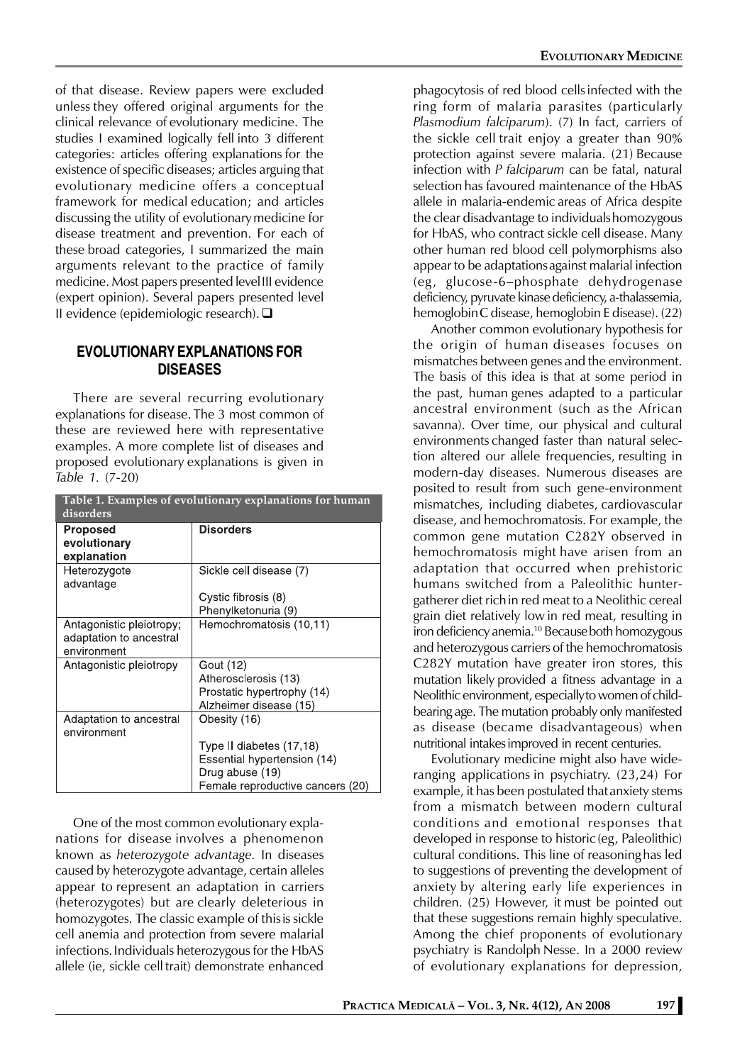of that disease. Review papers were excluded unless they offered original arguments for the clinical relevance of evolutionary medicine. The studies I examined logically fell into 3 different categories: articles offering explanations for the existence of specific diseases; articles arguing that evolutionary medicine offers a conceptual framework for medical education; and articles discussing the utility of evolutionary medicine for disease treatment and prevention. For each of these broad categories, I summarized the main arguments relevant to the practice of family medicine. Most papers presented level III evidence (expert opinion). Several papers presented level II evidence (epidemiologic research). ❑

## EVOLUTIONARY EXPLANATIONS FOR DISEASES

There are several recurring evolutionary explanations for disease. The 3 most common of these are reviewed here with representative examples. A more complete list of diseases and proposed evolutionary explanations is given in *Table 1.* (7-20)

**Table 1. Examples of evolutionary explanations for human disorders**

| Proposed evolutionary explanation | Disorders |
|---|---|
| Heterozygote advantage | Sickle cell disease (7)<br>Cystic fibrosis (8)<br>Phenylketonuria (9) |
| Antagonistic pleiotropy; adaptation to ancestral environment | Hemochromatosis (10,11) |
| Antagonistic pleiotropy | Gout (12)<br>Atherosclerosis (13)<br>Prostatic hypertrophy (14)<br>Alzheimer disease (15) |
| Adaptation to ancestral environment | Obesity (16)<br>Type II diabetes (17,18)<br>Essential hypertension (14)<br>Drug abuse (19)<br>Female reproductive cancers (20) |

One of the most common evolutionary explanations for disease involves a phenomenon known as *heterozygote advantage.* In diseases caused by heterozygote advantage, certain alleles appear to represent an adaptation in carriers (heterozygotes) but are clearly deleterious in homozygotes. The classic example of this is sickle cell anemia and protection from severe malarial infections. Individuals heterozygous for the HbAS allele (ie, sickle cell trait) demonstrate enhanced phagocytosis of red blood cells infected with the ring form of malaria parasites (particularly *Plasmodium falciparum*). (7) In fact, carriers of the sickle cell trait enjoy a greater than 90% protection against severe malaria. (21) Because infection with *P falciparum* can be fatal, natural selection has favoured maintenance of the HbAS allele in malaria-endemic areas of Africa despite the clear disadvantage to individuals homozygous for HbAS, who contract sickle cell disease. Many other human red blood cell polymorphisms also appear to be adaptations against malarial infection (eg, glucose-6–phosphate dehydrogenase deficiency, pyruvate kinase deficiency, a-thalassemia, hemoglobin C disease, hemoglobin E disease). (22)

Another common evolutionary hypothesis for the origin of human diseases focuses on mismatches between genes and the environment. The basis of this idea is that at some period in the past, human genes adapted to a particular ancestral environment (such as the African savanna). Over time, our physical and cultural environments changed faster than natural selection altered our allele frequencies, resulting in modern-day diseases. Numerous diseases are posited to result from such gene-environment mismatches, including diabetes, cardiovascular disease, and hemochromatosis. For example, the common gene mutation C282Y observed in hemochromatosis might have arisen from an adaptation that occurred when prehistoric humans switched from a Paleolithic hunter-gatherer diet rich in red meat to a Neolithic cereal grain diet relatively low in red meat, resulting in iron deficiency anemia.[10] Because both homozygous and heterozygous carriers of the hemochromatosis C282Y mutation have greater iron stores, this mutation likely provided a fitness advantage in a Neolithic environment, especially to women of child-bearing age. The mutation probably only manifested as disease (became disadvantageous) when nutritional intakes improved in recent centuries.

Evolutionary medicine might also have wide-ranging applications in psychiatry. (23,24) For example, it has been postulated that anxiety stems from a mismatch between modern cultural conditions and emotional responses that developed in response to historic (eg, Paleolithic) cultural conditions. This line of reasoning has led to suggestions of preventing the development of anxiety by altering early life experiences in children. (25) However, it must be pointed out that these suggestions remain highly speculative. Among the chief proponents of evolutionary psychiatry is Randolph Nesse. In a 2000 review of evolutionary explanations for depression,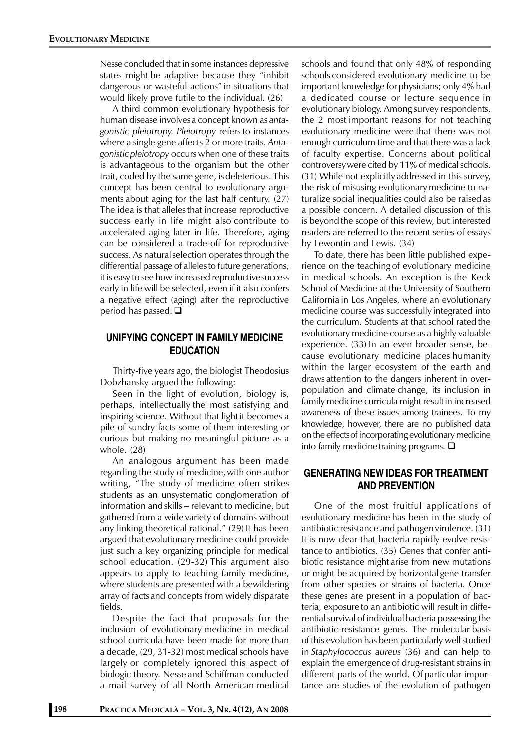Nesse concluded that in some instances depressive states might be adaptive because they "inhibit dangerous or wasteful actions" in situations that would likely prove futile to the individual. (26)

A third common evolutionary hypothesis for human disease involves a concept known as *antagonistic pleiotropy*. *Pleiotropy* refers to instances where a single gene affects 2 or more traits. *Antagonistic pleiotropy* occurs when one of these traits is advantageous to the organism but the other trait, coded by the same gene, is deleterious. This concept has been central to evolutionary arguments about aging for the last half century. (27) The idea is that alleles that increase reproductive success early in life might also contribute to accelerated aging later in life. Therefore, aging can be considered a trade-off for reproductive success. As natural selection operates through the differential passage of alleles to future generations, it is easy to see how increased reproductive success early in life will be selected, even if it also confers a negative effect (aging) after the reproductive period has passed. ❑

## UNIFYING CONCEPT IN FAMILY MEDICINE EDUCATION

Thirty-five years ago, the biologist Theodosius Dobzhansky argued the following:

Seen in the light of evolution, biology is, perhaps, intellectually the most satisfying and inspiring science. Without that light it becomes a pile of sundry facts some of them interesting or curious but making no meaningful picture as a whole. (28)

An analogous argument has been made regarding the study of medicine, with one author writing, "The study of medicine often strikes students as an unsystematic conglomeration of information and skills – relevant to medicine, but gathered from a wide variety of domains without any linking theoretical rational." (29) It has been argued that evolutionary medicine could provide just such a key organizing principle for medical school education. (29-32) This argument also appears to apply to teaching family medicine, where students are presented with a bewildering array of facts and concepts from widely disparate fields.

Despite the fact that proposals for the inclusion of evolutionary medicine in medical school curricula have been made for more than a decade, (29, 31-32) most medical schools have largely or completely ignored this aspect of biologic theory. Nesse and Schiffman conducted a mail survey of all North American medical schools and found that only 48% of responding schools considered evolutionary medicine to be important knowledge for physicians; only 4% had a dedicated course or lecture sequence in evolutionary biology. Among survey respondents, the 2 most important reasons for not teaching evolutionary medicine were that there was not enough curriculum time and that there was a lack of faculty expertise. Concerns about political controversy were cited by 11% of medical schools. (31) While not explicitly addressed in this survey, the risk of misusing evolutionary medicine to naturalize social inequalities could also be raised as a possible concern. A detailed discussion of this is beyond the scope of this review, but interested readers are referred to the recent series of essays by Lewontin and Lewis. (34)

To date, there has been little published experience on the teaching of evolutionary medicine in medical schools. An exception is the Keck School of Medicine at the University of Southern California in Los Angeles, where an evolutionary medicine course was successfully integrated into the curriculum. Students at that school rated the evolutionary medicine course as a highly valuable experience. (33) In an even broader sense, because evolutionary medicine places humanity within the larger ecosystem of the earth and draws attention to the dangers inherent in overpopulation and climate change, its inclusion in family medicine curricula might result in increased awareness of these issues among trainees. To my knowledge, however, there are no published data on the effects of incorporating evolutionary medicine into family medicine training programs. ❑

## GENERATING NEW IDEAS FOR TREATMENT AND PREVENTION

One of the most fruitful applications of evolutionary medicine has been in the study of antibiotic resistance and pathogen virulence. (31) It is now clear that bacteria rapidly evolve resistance to antibiotics. (35) Genes that confer antibiotic resistance might arise from new mutations or might be acquired by horizontal gene transfer from other species or strains of bacteria. Once these genes are present in a population of bacteria, exposure to an antibiotic will result in differential survival of individual bacteria possessing the antibiotic-resistance genes. The molecular basis of this evolution has been particularly well studied in *Staphylococcus aureus* (36) and can help to explain the emergence of drug-resistant strains in different parts of the world. Of particular importance are studies of the evolution of pathogen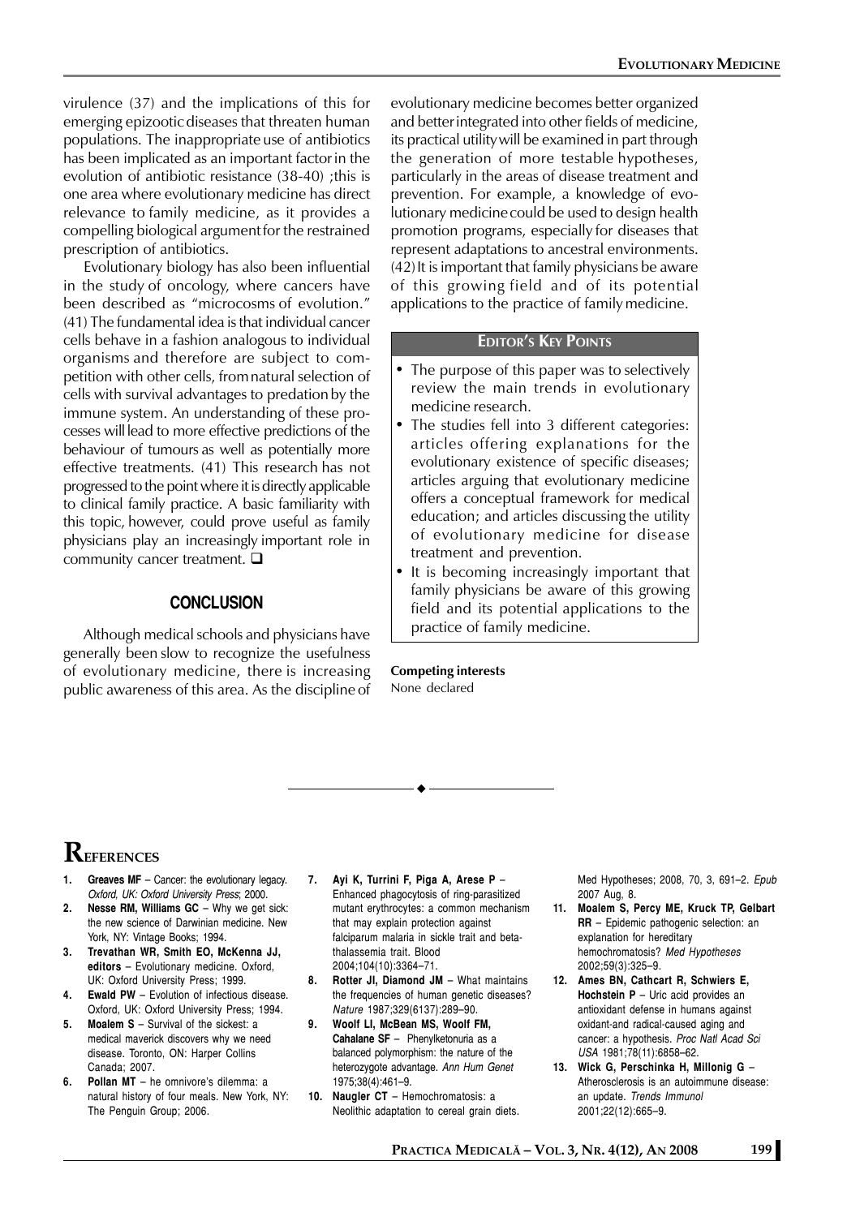virulence (37) and the implications of this for emerging epizootic diseases that threaten human populations. The inappropriate use of antibiotics has been implicated as an important factor in the evolution of antibiotic resistance (38-40) ;this is one area where evolutionary medicine has direct relevance to family medicine, as it provides a compelling biological argument for the restrained prescription of antibiotics.

Evolutionary biology has also been influential in the study of oncology, where cancers have been described as "microcosms of evolution." (41) The fundamental idea is that individual cancer cells behave in a fashion analogous to individual organisms and therefore are subject to competition with other cells, from natural selection of cells with survival advantages to predation by the immune system. An understanding of these processes will lead to more effective predictions of the behaviour of tumours as well as potentially more effective treatments. (41) This research has not progressed to the point where it is directly applicable to clinical family practice. A basic familiarity with this topic, however, could prove useful as family physicians play an increasingly important role in community cancer treatment. ❑

## CONCLUSION

Although medical schools and physicians have generally been slow to recognize the usefulness of evolutionary medicine, there is increasing public awareness of this area. As the discipline of evolutionary medicine becomes better organized and better integrated into other fields of medicine, its practical utility will be examined in part through the generation of more testable hypotheses, particularly in the areas of disease treatment and prevention. For example, a knowledge of evolutionary medicine could be used to design health promotion programs, especially for diseases that represent adaptations to ancestral environments. (42) It is important that family physicians be aware of this growing field and of its potential applications to the practice of family medicine.

### EDITOR'S KEY POINTS

- The purpose of this paper was to selectively review the main trends in evolutionary medicine research.
- The studies fell into 3 different categories: articles offering explanations for the evolutionary existence of specific diseases; articles arguing that evolutionary medicine offers a conceptual framework for medical education; and articles discussing the utility of evolutionary medicine for disease treatment and prevention.
- It is becoming increasingly important that family physicians be aware of this growing field and its potential applications to the practice of family medicine.

**Competing interests**
None declared

## REFERENCES

1. **Greaves MF** – Cancer: the evolutionary legacy. *Oxford, UK: Oxford University Press*; 2000.
2. **Nesse RM, Williams GC** – Why we get sick: the new science of Darwinian medicine. New York, NY: Vintage Books; 1994.
3. **Trevathan WR, Smith EO, McKenna JJ, editors** – Evolutionary medicine. Oxford, UK: Oxford University Press; 1999.
4. **Ewald PW** – Evolution of infectious disease. Oxford, UK: Oxford University Press; 1994.
5. **Moalem S** – Survival of the sickest: a medical maverick discovers why we need disease. Toronto, ON: Harper Collins Canada; 2007.
6. **Pollan MT** – he omnivore's dilemma: a natural history of four meals. New York, NY: The Penguin Group; 2006.
7. **Ayi K, Turrini F, Piga A, Arese P** – Enhanced phagocytosis of ring-parasitized mutant erythrocytes: a common mechanism that may explain protection against falciparum malaria in sickle trait and beta-thalassemia trait. Blood 2004;104(10):3364–71.
8. **Rotter JI, Diamond JM** – What maintains the frequencies of human genetic diseases? *Nature* 1987;329(6137):289–90.
9. **Woolf LI, McBean MS, Woolf FM, Cahalane SF** – Phenylketonuria as a balanced polymorphism: the nature of the heterozygote advantage. *Ann Hum Genet* 1975;38(4):461–9.
10. **Naugler CT** – Hemochromatosis: a Neolithic adaptation to cereal grain diets. Med Hypotheses; 2008, 70, 3, 691–2. *Epub* 2007 Aug, 8.
11. **Moalem S, Percy ME, Kruck TP, Gelbart RR** – Epidemic pathogenic selection: an explanation for hereditary hemochromatosis? *Med Hypotheses* 2002;59(3):325–9.
12. **Ames BN, Cathcart R, Schwiers E, Hochstein P** – Uric acid provides an antioxidant defense in humans against oxidant-and radical-caused aging and cancer: a hypothesis. *Proc Natl Acad Sci USA* 1981;78(11):6858–62.
13. **Wick G, Perschinka H, Millonig G** – Atherosclerosis is an autoimmune disease: an update. *Trends Immunol* 2001;22(12):665–9.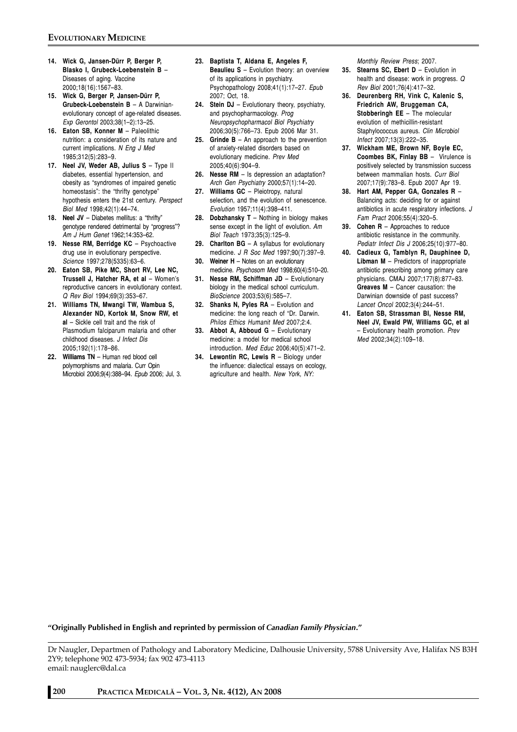14. **Wick G, Jansen-Dürr P, Berger P, Blasko I, Grubeck-Loebenstein B** – Diseases of aging. Vaccine 2000;18(16):1567–83.
15. **Wick G, Berger P, Jansen-Dürr P, Grubeck-Loebenstein B** – A Darwinian-evolutionary concept of age-related diseases. *Exp Gerontol* 2003;38(1–2):13–25.
16. **Eaton SB, Konner M** – Paleolithic nutrition: a consideration of its nature and current implications. *N Eng J Med* 1985;312(5):283–9.
17. **Neel JV, Weder AB, Julius S** – Type II diabetes, essential hypertension, and obesity as "syndromes of impaired genetic homeostasis": the "thrifty genotype" hypothesis enters the 21st century. *Perspect Biol Med* 1998;42(1):44–74.
18. **Neel JV** – Diabetes mellitus: a "thrifty" genotype rendered detrimental by "progress"? *Am J Hum Genet* 1962;14:353–62.
19. **Nesse RM, Berridge KC** – Psychoactive drug use in evolutionary perspective. *Science* 1997;278(5335):63–6.
20. **Eaton SB, Pike MC, Short RV, Lee NC, Trussell J, Hatcher RA, et al** – Women's reproductive cancers in evolutionary context. *Q Rev Biol* 1994;69(3):353–67.
21. **Williams TN, Mwangi TW, Wambua S, Alexander ND, Kortok M, Snow RW, et al** – Sickle cell trait and the risk of Plasmodium falciparum malaria and other childhood diseases. *J Infect Dis* 2005;192(1):178–86.
22. **Williams TN** – Human red blood cell polymorphisms and malaria. Curr Opin Microbiol 2006;9(4):388–94. *Epub* 2006; Jul, 3.
23. **Baptista T, Aldana E, Angeles F, Beaulieu S** – Evolution theory: an overview of its applications in psychiatry. Psychopathology 2008;41(1):17–27. *Epub* 2007; Oct, 18.
24. **Stein DJ** – Evolutionary theory, psychiatry, and psychopharmacology. *Prog Neuropsychopharmacol Biol Psychiatry* 2006;30(5):766–73. Epub 2006 Mar 31.
25. **Grinde B** – An approach to the prevention of anxiety-related disorders based on evolutionary medicine. *Prev Med* 2005;40(6):904–9.
26. **Nesse RM** – Is depression an adaptation? *Arch Gen Psychiatry* 2000;57(1):14–20.
27. **Williams GC** – Pleiotropy, natural selection, and the evolution of senescence. *Evolution* 1957;11(4):398–411.
28. **Dobzhansky T** – Nothing in biology makes sense except in the light of evolution. *Am Biol Teach* 1973;35(3):125–9.
29. **Charlton BG** – A syllabus for evolutionary medicine. *J R Soc Med* 1997;90(7):397–9.
30. **Weiner H** – Notes on an evolutionary medicine. *Psychosom Med* 1998;60(4):510–20.
31. **Nesse RM, Schiffman JD** – Evolutionary biology in the medical school curriculum. *BioScience* 2003;53(6):585–7.
32. **Shanks N, Pyles RA** – Evolution and medicine: the long reach of "Dr. Darwin. *Philos Ethics Humanit Med* 2007;2:4.
33. **Abbot A, Abboud G** – Evolutionary medicine: a model for medical school introduction. *Med Educ* 2006;40(5):471–2.
34. **Lewontin RC, Lewis R** – Biology under the influence: dialectical essays on ecology, agriculture and health. *New York, NY: Monthly Review Press*; 2007.
35. **Stearns SC, Ebert D** – Evolution in health and disease: work in progress. *Q Rev Biol* 2001;76(4):417–32.
36. **Deurenberg RH, Vink C, Kalenic S, Friedrich AW, Bruggeman CA, Stobberingh EE** – The molecular evolution of methicillin-resistant Staphylococcus aureus. *Clin Microbiol Infect* 2007;13(3):222–35.
37. **Wickham ME, Brown NF, Boyle EC, Coombes BK, Finlay BB** – Virulence is positively selected by transmission success between mammalian hosts. *Curr Biol* 2007;17(9):783–8. Epub 2007 Apr 19.
38. **Hart AM, Pepper GA, Gonzales R** – Balancing acts: deciding for or against antibiotics in acute respiratory infections. *J Fam Pract* 2006;55(4):320–5.
39. **Cohen R** – Approaches to reduce antibiotic resistance in the community. *Pediatr Infect Dis J* 2006;25(10):977–80.
40. **Cadieux G, Tamblyn R, Dauphinee D, Libman M** – Predictors of inappropriate antibiotic prescribing among primary care physicians. CMAJ 2007;177(8):877–83. **Greaves M** – Cancer causation: the Darwinian downside of past success? *Lancet Oncol* 2002;3(4):244–51.
41. **Eaton SB, Strassman BI, Nesse RM, Neel JV, Ewald PW, Williams GC, et al** – Evolutionary health promotion. *Prev Med* 2002;34(2):109–18.

**"Originally Published in English and reprinted by permission of *Canadian Family Physician*."**

Dr Naugler, Departmen of Pathology and Laboratory Medicine, Dalhousie University, 5788 University Ave, Halifax NS B3H 2Y9; telephone 902 473-5934; fax 902 473-4113
email: nauglerc@dal.ca